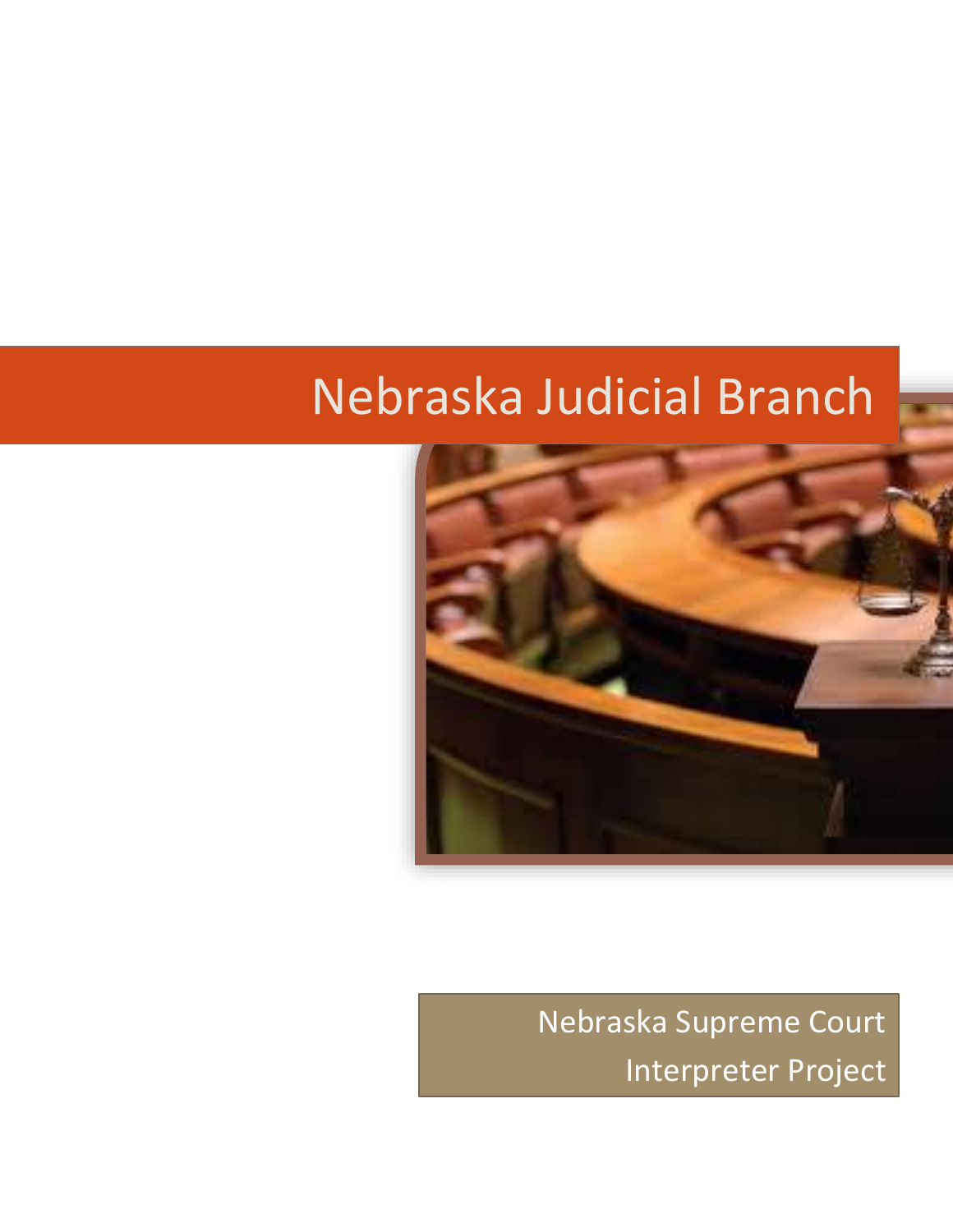# Nebraska Judicial Branch

Nebraska Supreme Court
Interpreter Project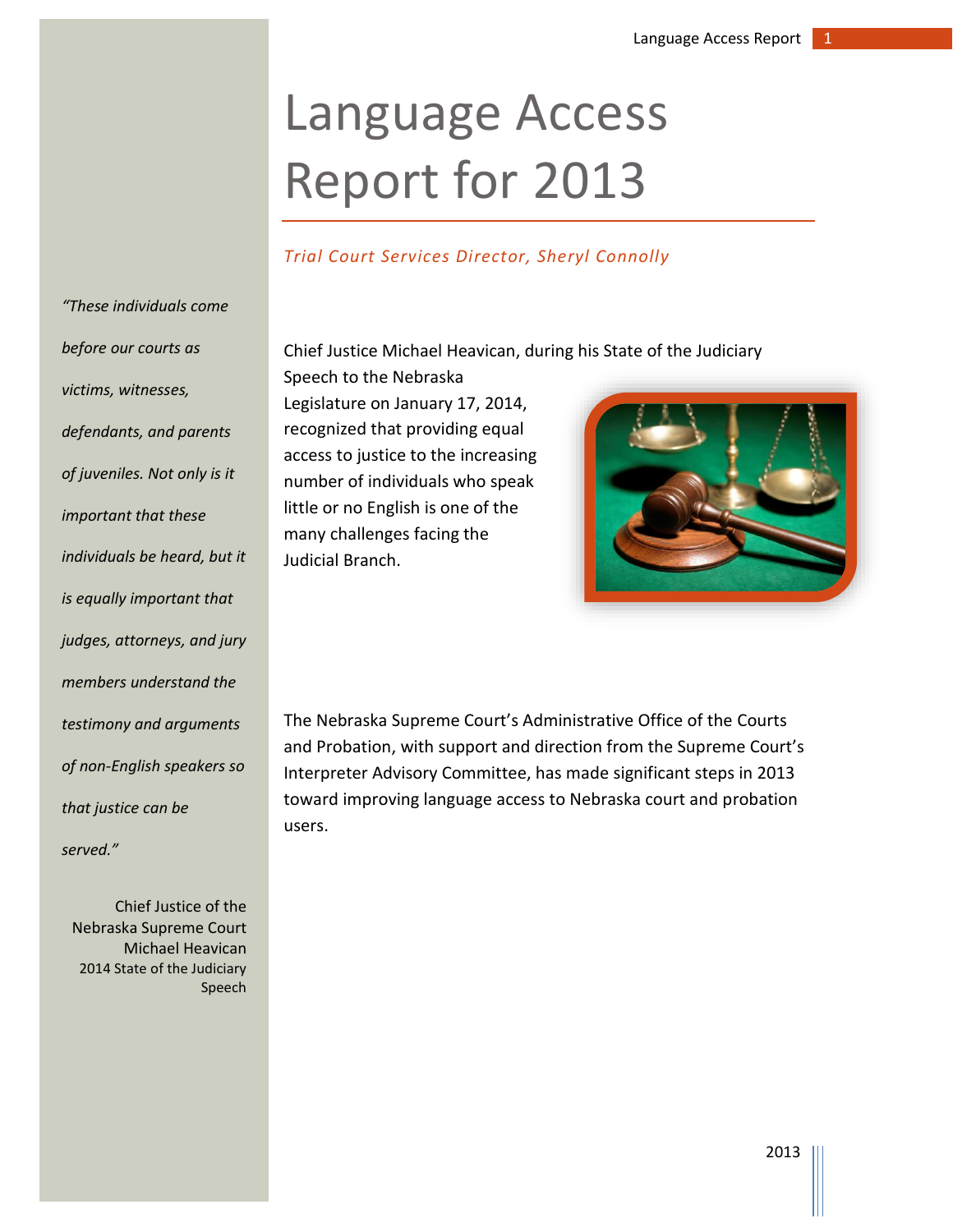# Language Access Report for 2013

*Trial Court Services Director, Sheryl Connolly*

*"These individuals come before our courts as victims, witnesses, defendants, and parents of juveniles. Not only is it important that these individuals be heard, but it is equally important that judges, attorneys, and jury members understand the testimony and arguments of non-English speakers so that justice can be served."*

Chief Justice of the Nebraska Supreme Court Michael Heavican
2014 State of the Judiciary Speech

Chief Justice Michael Heavican, during his State of the Judiciary Speech to the Nebraska Legislature on January 17, 2014, recognized that providing equal access to justice to the increasing number of individuals who speak little or no English is one of the many challenges facing the Judicial Branch.

The Nebraska Supreme Court's Administrative Office of the Courts and Probation, with support and direction from the Supreme Court's Interpreter Advisory Committee, has made significant steps in 2013 toward improving language access to Nebraska court and probation users.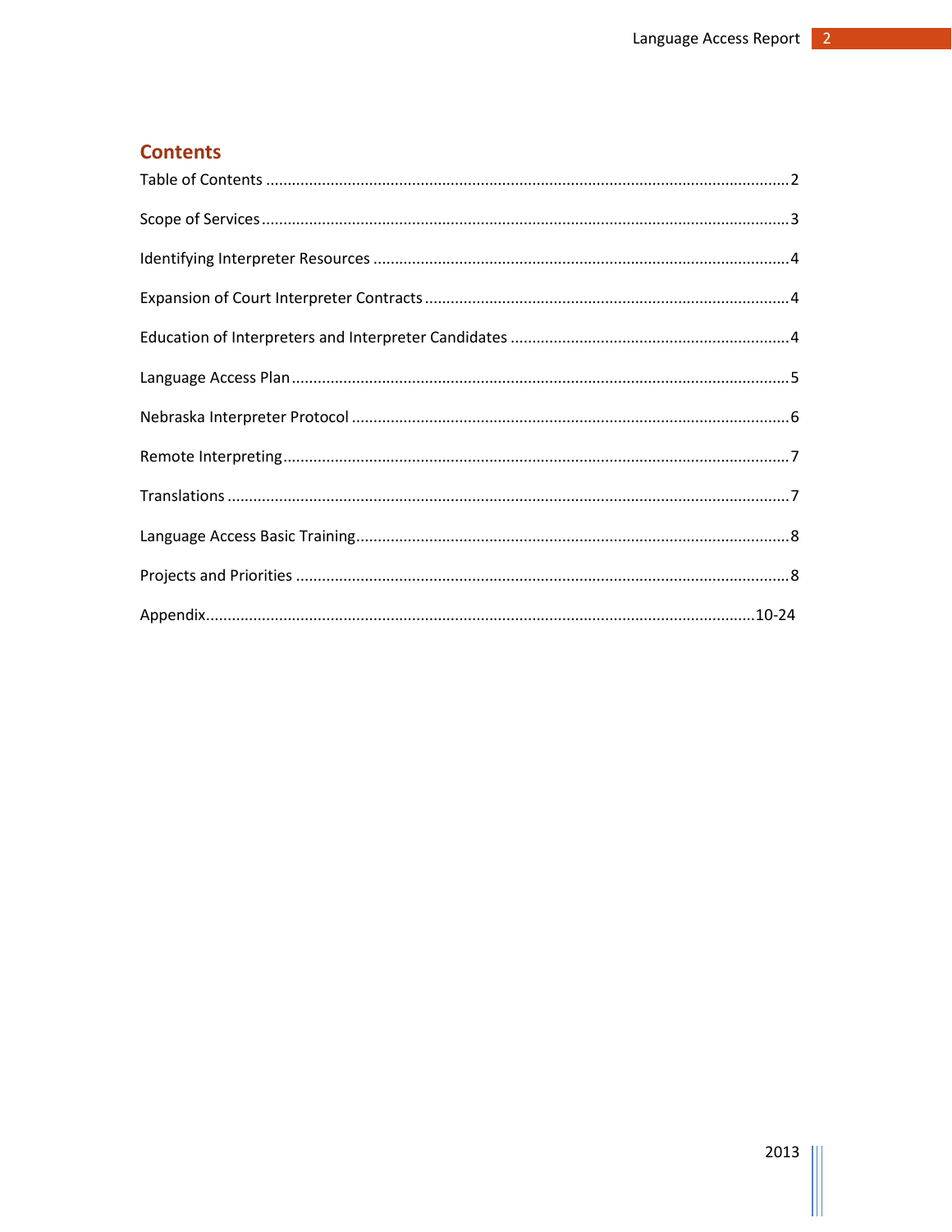## Contents

Table of Contents ........................................................................................................................2

Scope of Services ........................................................................................................................3

Identifying Interpreter Resources ................................................................................................4

Expansion of Court Interpreter Contracts ....................................................................................4

Education of Interpreters and Interpreter Candidates .................................................................4

Language Access Plan ..................................................................................................................5

Nebraska Interpreter Protocol .....................................................................................................6

Remote Interpreting.....................................................................................................................7

Translations .................................................................................................................................7

Language Access Basic Training....................................................................................................8

Projects and Priorities ..................................................................................................................8

Appendix..............................................................................................................................10-24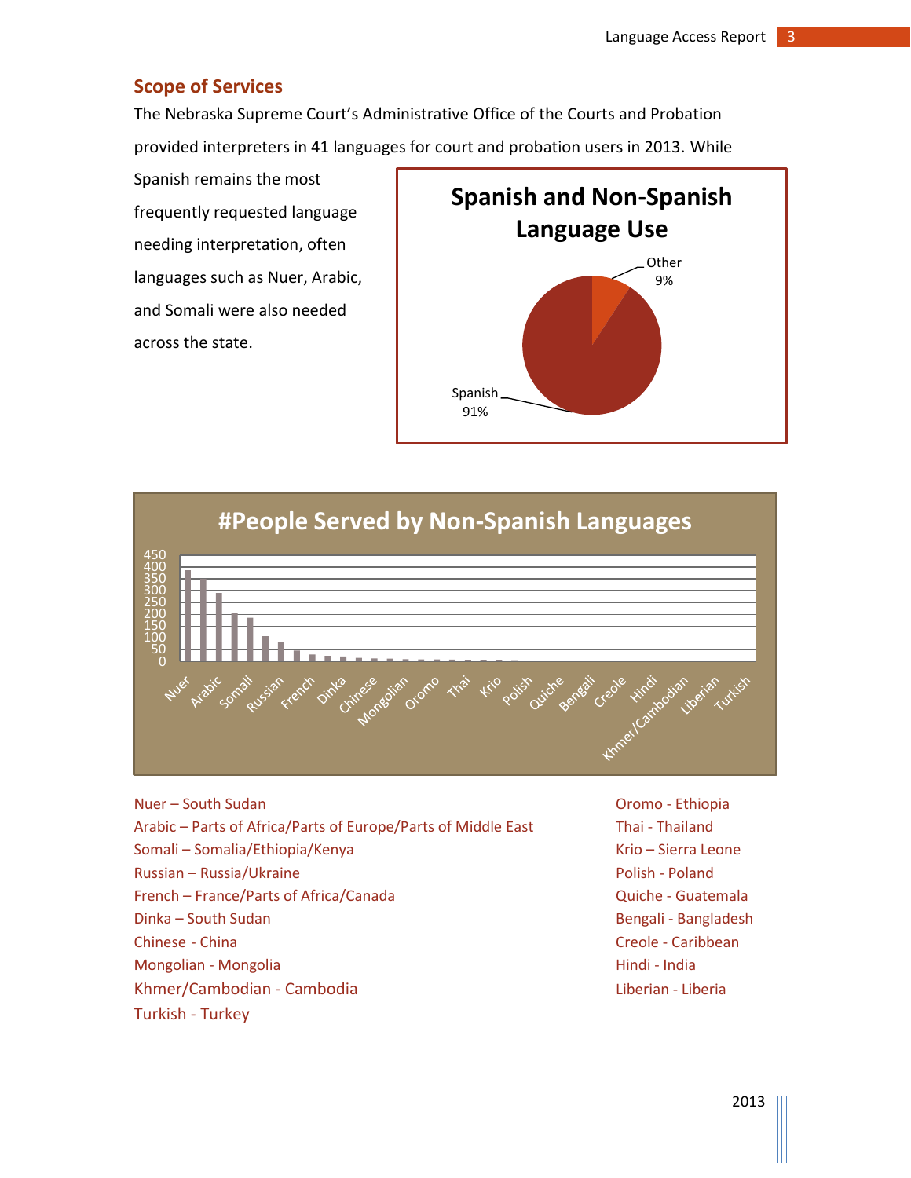## Scope of Services

The Nebraska Supreme Court's Administrative Office of the Courts and Probation provided interpreters in 41 languages for court and probation users in 2013. While Spanish remains the most frequently requested language needing interpretation, often languages such as Nuer, Arabic, and Somali were also needed across the state.

**Spanish and Non-Spanish Language Use**

Other 9%

Spanish 91%

**#People Served by Non-Spanish Languages**

Nuer – South Sudan
Arabic – Parts of Africa/Parts of Europe/Parts of Middle East
Somali – Somalia/Ethiopia/Kenya
Russian – Russia/Ukraine
French – France/Parts of Africa/Canada
Dinka – South Sudan
Chinese - China
Mongolian - Mongolia
Khmer/Cambodian - Cambodia
Turkish - Turkey

Oromo - Ethiopia
Thai - Thailand
Krio – Sierra Leone
Polish - Poland
Quiche - Guatemala
Bengali - Bangladesh
Creole - Caribbean
Hindi - India
Liberian - Liberia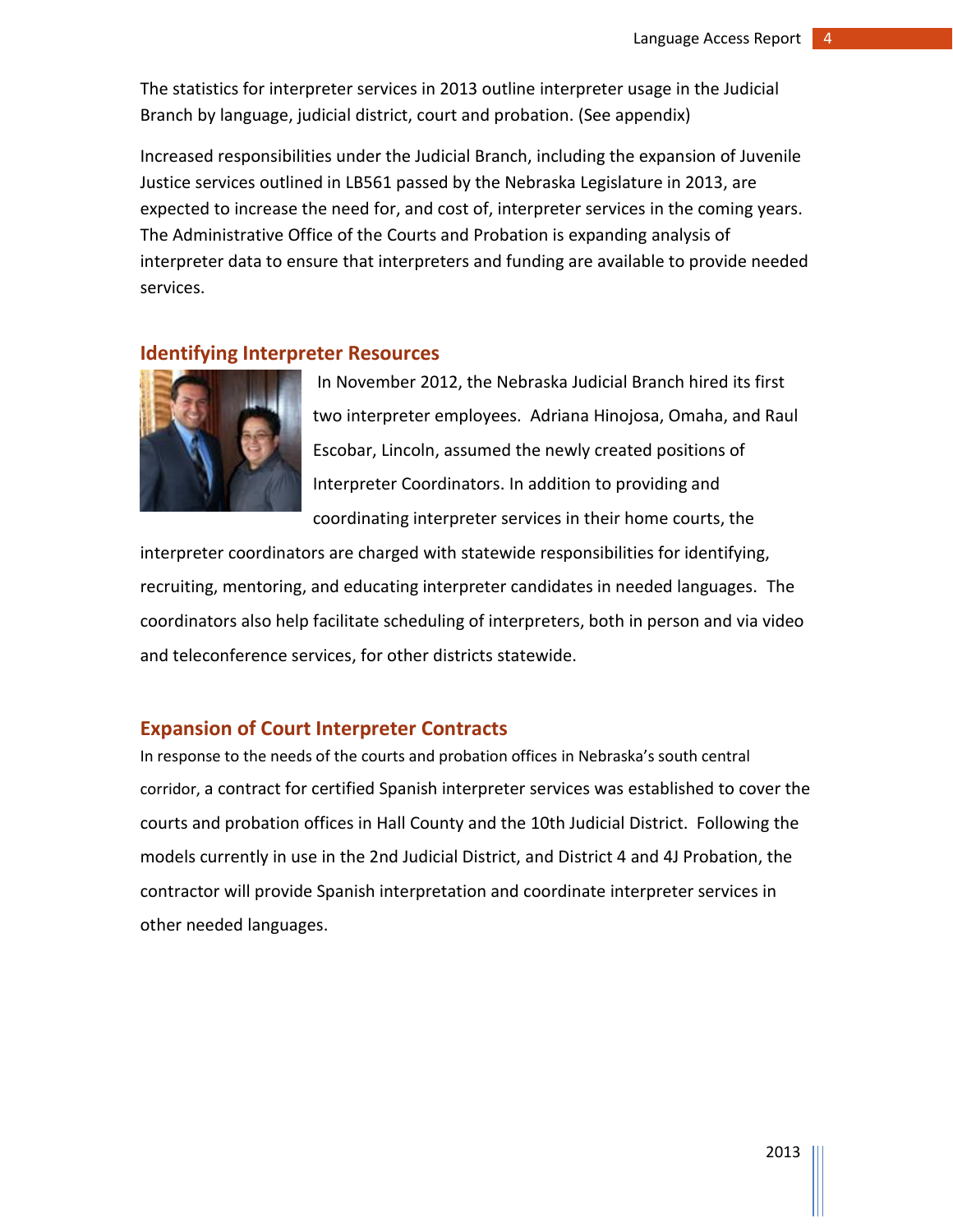The statistics for interpreter services in 2013 outline interpreter usage in the Judicial Branch by language, judicial district, court and probation. (See appendix)

Increased responsibilities under the Judicial Branch, including the expansion of Juvenile Justice services outlined in LB561 passed by the Nebraska Legislature in 2013, are expected to increase the need for, and cost of, interpreter services in the coming years. The Administrative Office of the Courts and Probation is expanding analysis of interpreter data to ensure that interpreters and funding are available to provide needed services.

## Identifying Interpreter Resources

In November 2012, the Nebraska Judicial Branch hired its first two interpreter employees. Adriana Hinojosa, Omaha, and Raul Escobar, Lincoln, assumed the newly created positions of Interpreter Coordinators. In addition to providing and coordinating interpreter services in their home courts, the interpreter coordinators are charged with statewide responsibilities for identifying, recruiting, mentoring, and educating interpreter candidates in needed languages. The coordinators also help facilitate scheduling of interpreters, both in person and via video and teleconference services, for other districts statewide.

## Expansion of Court Interpreter Contracts

In response to the needs of the courts and probation offices in Nebraska's south central corridor, a contract for certified Spanish interpreter services was established to cover the courts and probation offices in Hall County and the 10th Judicial District. Following the models currently in use in the 2nd Judicial District, and District 4 and 4J Probation, the contractor will provide Spanish interpretation and coordinate interpreter services in other needed languages.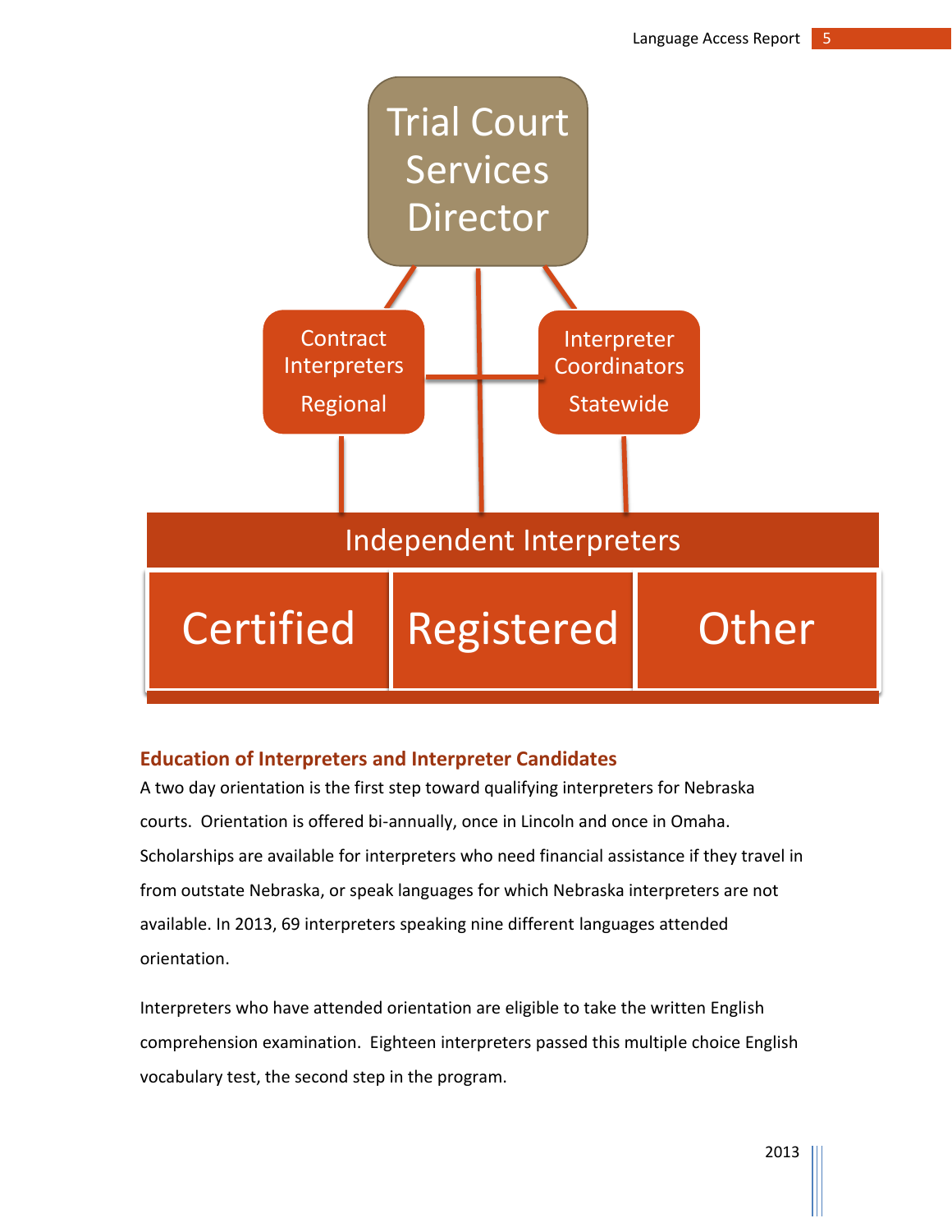Trial Court Services Director

Contract Interpreters
Regional

Interpreter Coordinators
Statewide

Independent Interpreters

| Certified | Registered | Other |
|---|---|---|

### Education of Interpreters and Interpreter Candidates

A two day orientation is the first step toward qualifying interpreters for Nebraska courts. Orientation is offered bi-annually, once in Lincoln and once in Omaha. Scholarships are available for interpreters who need financial assistance if they travel in from outstate Nebraska, or speak languages for which Nebraska interpreters are not available. In 2013, 69 interpreters speaking nine different languages attended orientation.

Interpreters who have attended orientation are eligible to take the written English comprehension examination. Eighteen interpreters passed this multiple choice English vocabulary test, the second step in the program.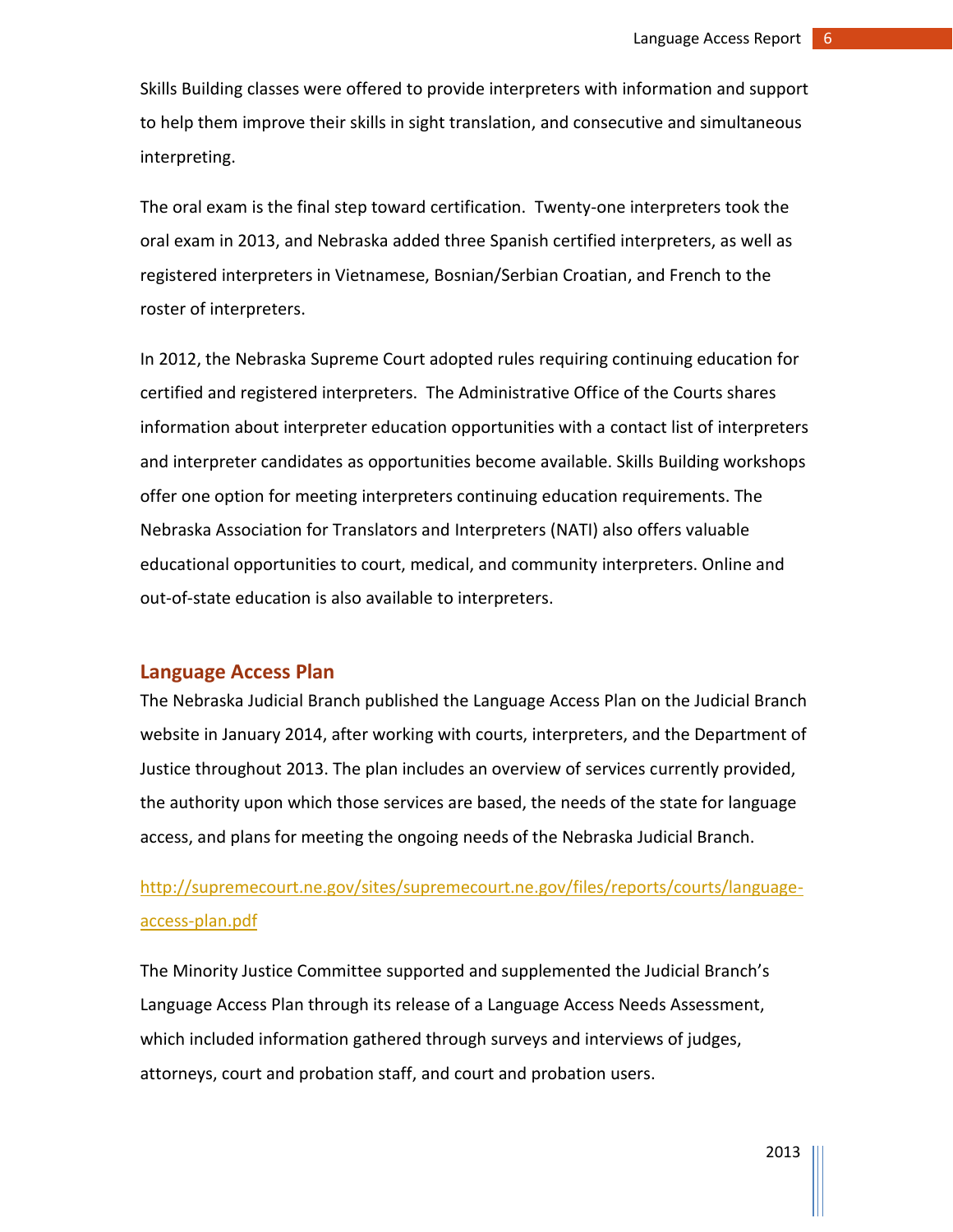Skills Building classes were offered to provide interpreters with information and support to help them improve their skills in sight translation, and consecutive and simultaneous interpreting.

The oral exam is the final step toward certification. Twenty-one interpreters took the oral exam in 2013, and Nebraska added three Spanish certified interpreters, as well as registered interpreters in Vietnamese, Bosnian/Serbian Croatian, and French to the roster of interpreters.

In 2012, the Nebraska Supreme Court adopted rules requiring continuing education for certified and registered interpreters. The Administrative Office of the Courts shares information about interpreter education opportunities with a contact list of interpreters and interpreter candidates as opportunities become available. Skills Building workshops offer one option for meeting interpreters continuing education requirements. The Nebraska Association for Translators and Interpreters (NATI) also offers valuable educational opportunities to court, medical, and community interpreters. Online and out-of-state education is also available to interpreters.

## Language Access Plan

The Nebraska Judicial Branch published the Language Access Plan on the Judicial Branch website in January 2014, after working with courts, interpreters, and the Department of Justice throughout 2013. The plan includes an overview of services currently provided, the authority upon which those services are based, the needs of the state for language access, and plans for meeting the ongoing needs of the Nebraska Judicial Branch.

http://supremecourt.ne.gov/sites/supremecourt.ne.gov/files/reports/courts/language-access-plan.pdf

The Minority Justice Committee supported and supplemented the Judicial Branch's Language Access Plan through its release of a Language Access Needs Assessment, which included information gathered through surveys and interviews of judges, attorneys, court and probation staff, and court and probation users.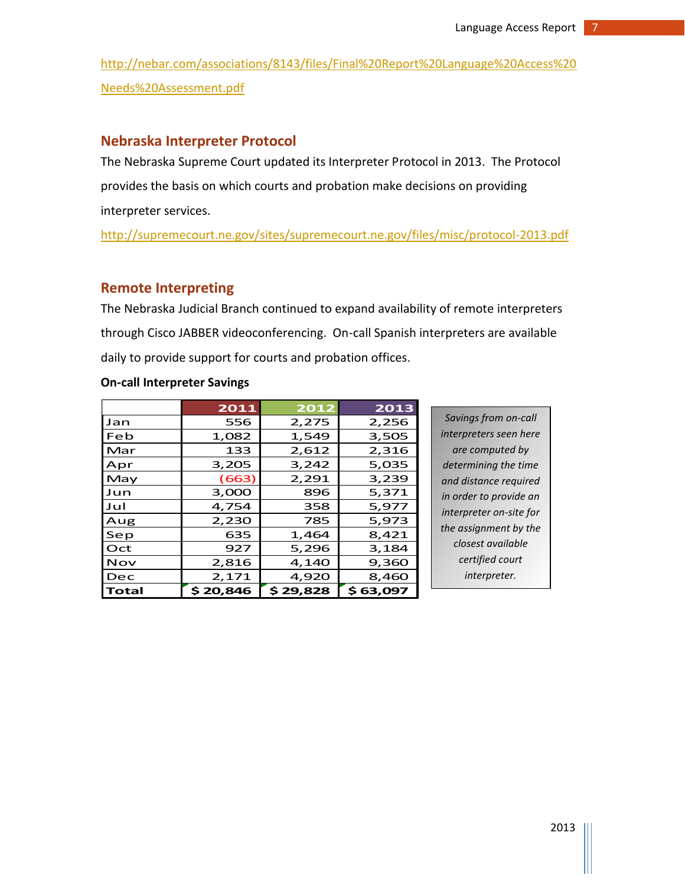http://nebar.com/associations/8143/files/Final%20Report%20Language%20Access%20Needs%20Assessment.pdf

## Nebraska Interpreter Protocol

The Nebraska Supreme Court updated its Interpreter Protocol in 2013. The Protocol provides the basis on which courts and probation make decisions on providing interpreter services.

http://supremecourt.ne.gov/sites/supremecourt.ne.gov/files/misc/protocol-2013.pdf

## Remote Interpreting

The Nebraska Judicial Branch continued to expand availability of remote interpreters through Cisco JABBER videoconferencing. On-call Spanish interpreters are available daily to provide support for courts and probation offices.

**On-call Interpreter Savings**

| | 2011 | 2012 | 2013 |
|---|---|---|---|
| Jan | 556 | 2,275 | 2,256 |
| Feb | 1,082 | 1,549 | 3,505 |
| Mar | 133 | 2,612 | 2,316 |
| Apr | 3,205 | 3,242 | 5,035 |
| May | (663) | 2,291 | 3,239 |
| Jun | 3,000 | 896 | 5,371 |
| Jul | 4,754 | 358 | 5,977 |
| Aug | 2,230 | 785 | 5,973 |
| Sep | 635 | 1,464 | 8,421 |
| Oct | 927 | 5,296 | 3,184 |
| Nov | 2,816 | 4,140 | 9,360 |
| Dec | 2,171 | 4,920 | 8,460 |
| **Total** | **$ 20,846** | **$ 29,828** | **$ 63,097** |

*Savings from on-call interpreters seen here are computed by determining the time and distance required in order to provide an interpreter on-site for the assignment by the closest available certified court interpreter.*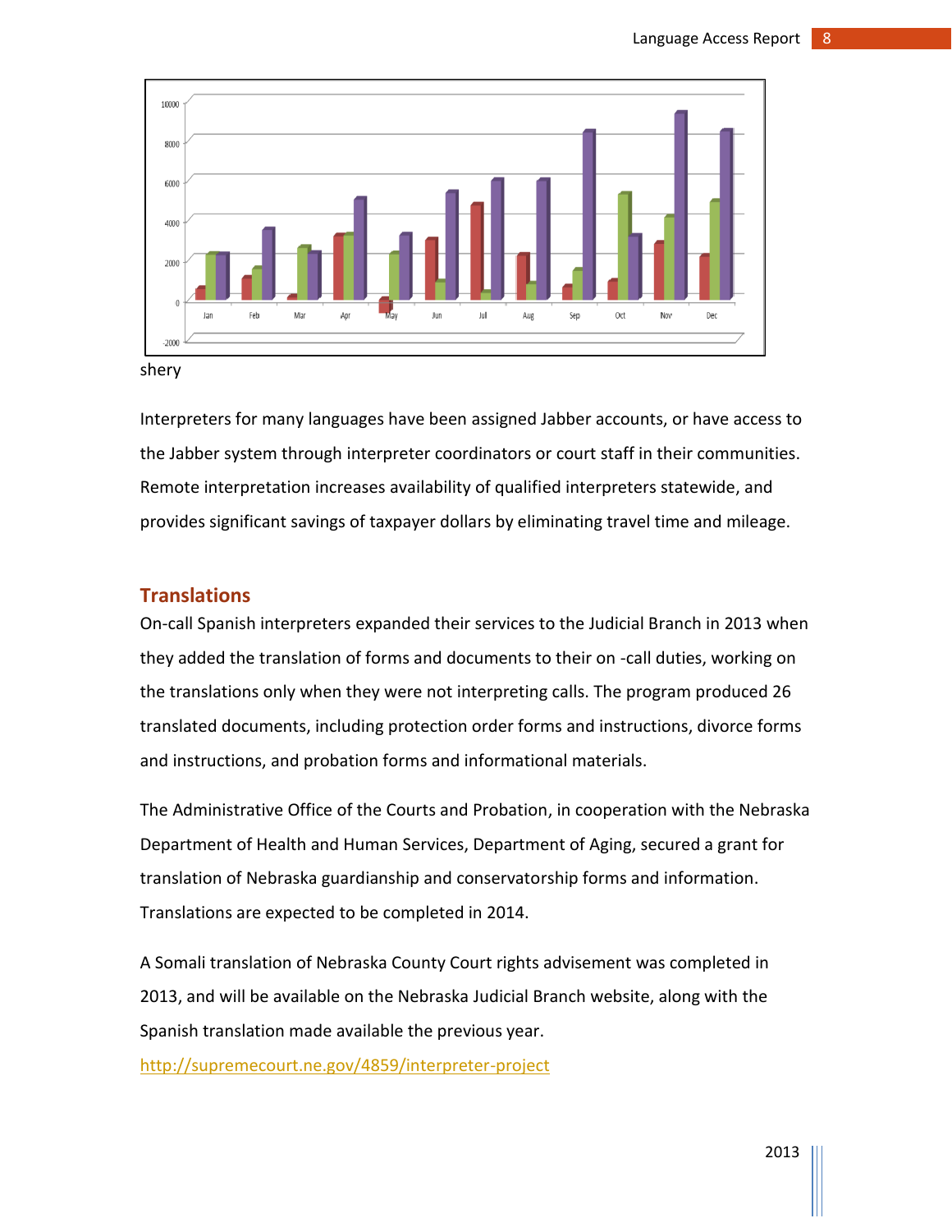shery

Interpreters for many languages have been assigned Jabber accounts, or have access to the Jabber system through interpreter coordinators or court staff in their communities. Remote interpretation increases availability of qualified interpreters statewide, and provides significant savings of taxpayer dollars by eliminating travel time and mileage.

## Translations

On-call Spanish interpreters expanded their services to the Judicial Branch in 2013 when they added the translation of forms and documents to their on -call duties, working on the translations only when they were not interpreting calls. The program produced 26 translated documents, including protection order forms and instructions, divorce forms and instructions, and probation forms and informational materials.

The Administrative Office of the Courts and Probation, in cooperation with the Nebraska Department of Health and Human Services, Department of Aging, secured a grant for translation of Nebraska guardianship and conservatorship forms and information. Translations are expected to be completed in 2014.

A Somali translation of Nebraska County Court rights advisement was completed in 2013, and will be available on the Nebraska Judicial Branch website, along with the Spanish translation made available the previous year.

http://supremecourt.ne.gov/4859/interpreter-project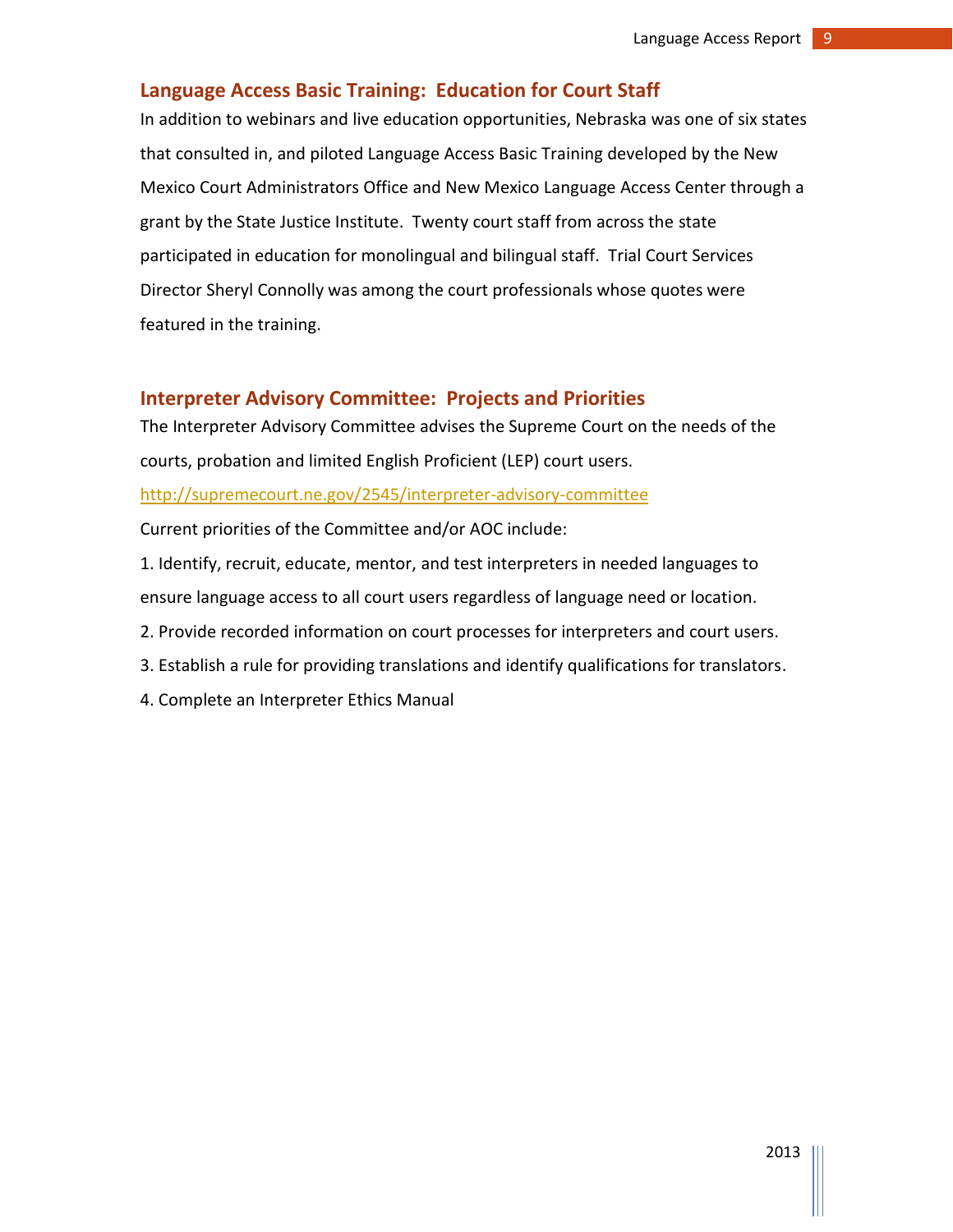## Language Access Basic Training: Education for Court Staff

In addition to webinars and live education opportunities, Nebraska was one of six states that consulted in, and piloted Language Access Basic Training developed by the New Mexico Court Administrators Office and New Mexico Language Access Center through a grant by the State Justice Institute. Twenty court staff from across the state participated in education for monolingual and bilingual staff. Trial Court Services Director Sheryl Connolly was among the court professionals whose quotes were featured in the training.

## Interpreter Advisory Committee: Projects and Priorities

The Interpreter Advisory Committee advises the Supreme Court on the needs of the courts, probation and limited English Proficient (LEP) court users.

http://supremecourt.ne.gov/2545/interpreter-advisory-committee

Current priorities of the Committee and/or AOC include:

1. Identify, recruit, educate, mentor, and test interpreters in needed languages to ensure language access to all court users regardless of language need or location.
2. Provide recorded information on court processes for interpreters and court users.
3. Establish a rule for providing translations and identify qualifications for translators.
4. Complete an Interpreter Ethics Manual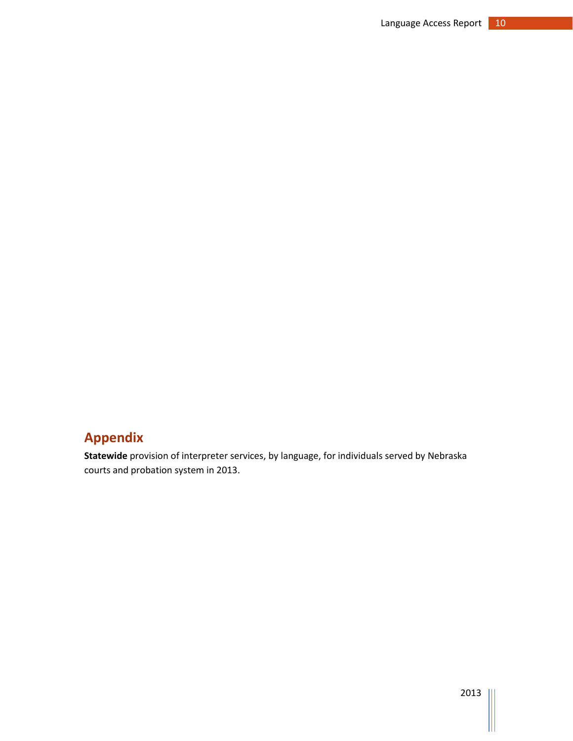## Appendix

**Statewide** provision of interpreter services, by language, for individuals served by Nebraska courts and probation system in 2013.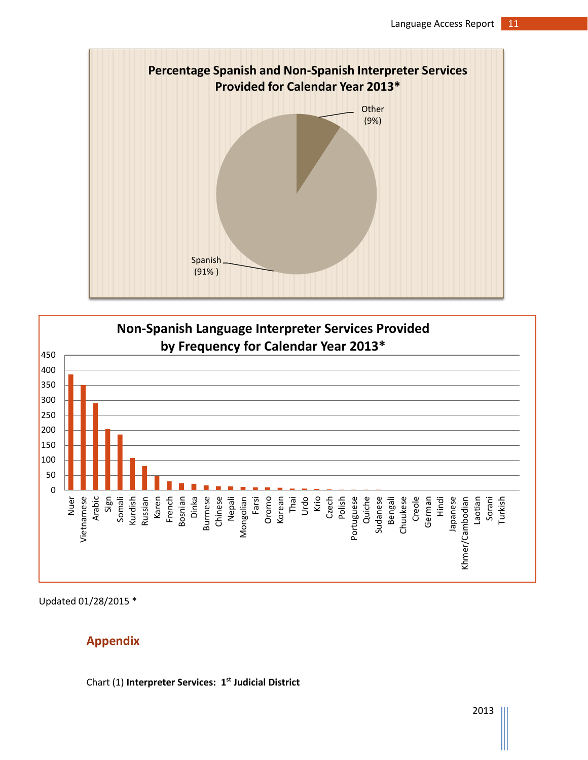**Percentage Spanish and Non-Spanish Interpreter Services Provided for Calendar Year 2013***

Other (9%)

Spanish (91% )

**Non-Spanish Language Interpreter Services Provided by Frequency for Calendar Year 2013***

Updated 01/28/2015 *

## Appendix

Chart (1) **Interpreter Services: 1[st] Judicial District**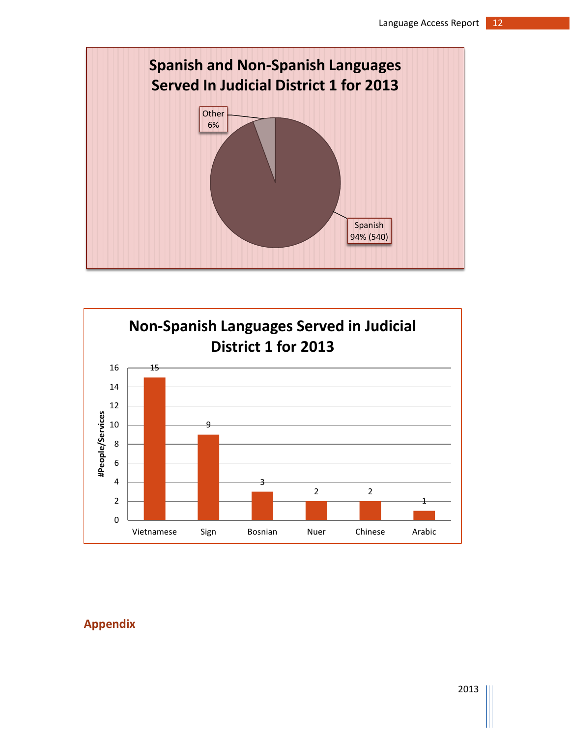**Spanish and Non-Spanish Languages Served In Judicial District 1 for 2013**

| Language | Share |
|---|---|
| Spanish | 94% (540) |
| Other | 6% |

**Non-Spanish Languages Served in Judicial District 1 for 2013**

| Language | #People/Services |
|---|---|
| Vietnamese | 15 |
| Sign | 9 |
| Bosnian | 3 |
| Nuer | 2 |
| Chinese | 2 |
| Arabic | 1 |

## Appendix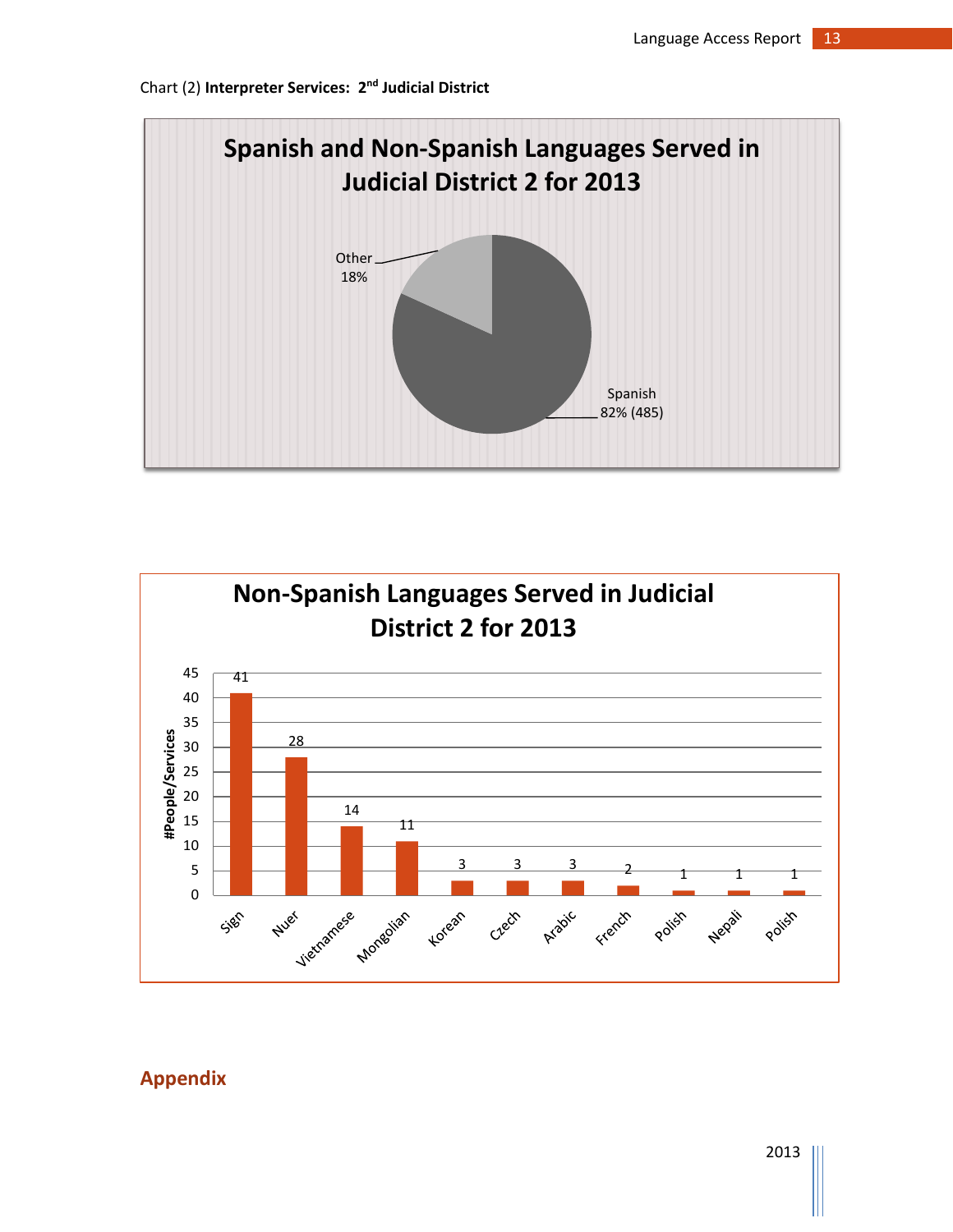Chart (2) **Interpreter Services: 2[nd] Judicial District**

**Spanish and Non-Spanish Languages Served in Judicial District 2 for 2013**

| Language | Share |
|---|---|
| Spanish | 82% (485) |
| Other | 18% |

**Non-Spanish Languages Served in Judicial District 2 for 2013**

| Language | #People/Services |
|---|---|
| Sign | 41 |
| Nuer | 28 |
| Vietnamese | 14 |
| Mongolian | 11 |
| Korean | 3 |
| Czech | 3 |
| Arabic | 3 |
| French | 2 |
| Polish | 1 |
| Nepali | 1 |
| Polish | 1 |

## Appendix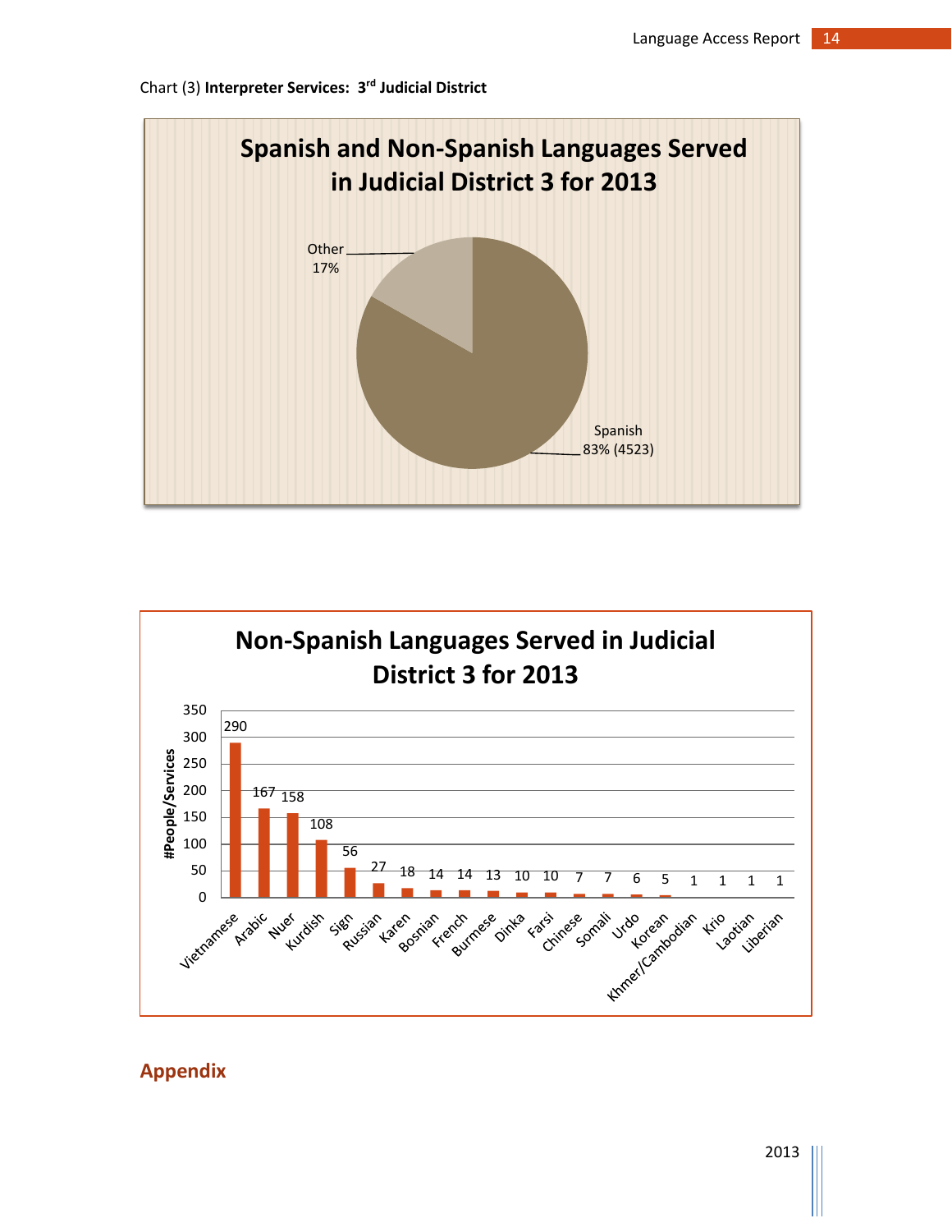Chart (3) **Interpreter Services: 3rd Judicial District**

**Spanish and Non-Spanish Languages Served in Judicial District 3 for 2013**

| Language | Share |
|---|---|
| Spanish | 83% (4523) |
| Other | 17% |

**Non-Spanish Languages Served in Judicial District 3 for 2013**

| Language | #People/Services |
|---|---|
| Vietnamese | 290 |
| Arabic | 167 |
| Nuer | 158 |
| Kurdish | 108 |
| Sign | 56 |
| Russian | 27 |
| Karen | 18 |
| Bosnian | 14 |
| French | 14 |
| Burmese | 13 |
| Dinka | 10 |
| Farsi | 10 |
| Chinese | 7 |
| Somali | 7 |
| Urdo | 6 |
| Korean | 5 |
| Khmer/Cambodian | 1 |
| Krio | 1 |
| Laotian | 1 |
| Liberian | 1 |

## Appendix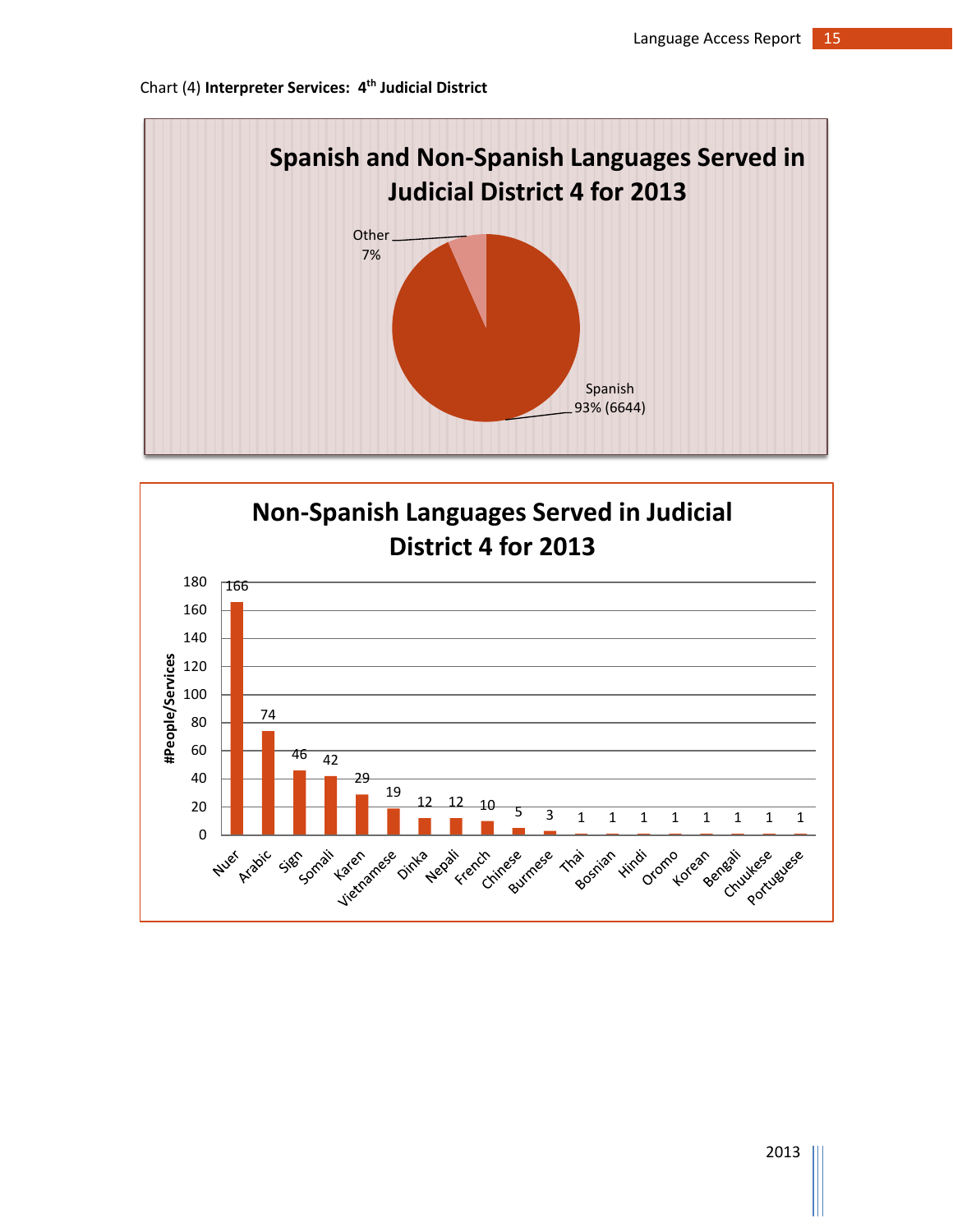Chart (4) **Interpreter Services: 4th Judicial District**

**Spanish and Non-Spanish Languages Served in Judicial District 4 for 2013**

| Language | Share |
|---|---|
| Spanish | 93% (6644) |
| Other | 7% |

**Non-Spanish Languages Served in Judicial District 4 for 2013**

| Language | #People/Services |
|---|---|
| Nuer | 166 |
| Arabic | 74 |
| Sign | 46 |
| Somali | 42 |
| Karen | 29 |
| Vietnamese | 19 |
| Dinka | 12 |
| Nepali | 12 |
| French | 10 |
| Chinese | 5 |
| Burmese | 3 |
| Thai | 1 |
| Bosnian | 1 |
| Hindi | 1 |
| Oromo | 1 |
| Korean | 1 |
| Bengali | 1 |
| Chuukese | 1 |
| Portuguese | 1 |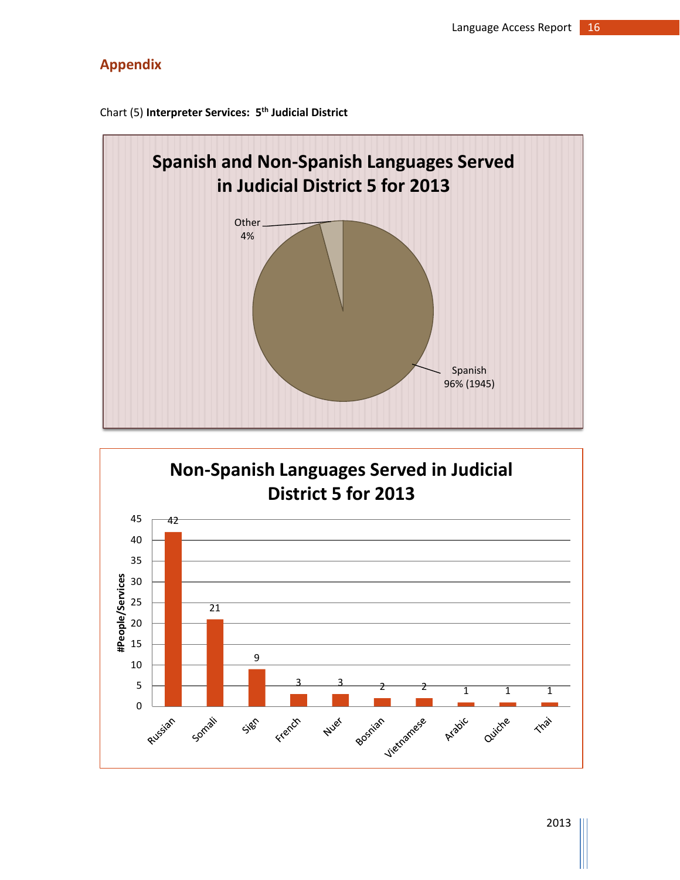## Appendix

Chart (5) **Interpreter Services: 5th Judicial District**

**Spanish and Non-Spanish Languages Served in Judicial District 5 for 2013**

| Language | Share |
| --- | --- |
| Other | 4% |
| Spanish | 96% (1945) |

**Non-Spanish Languages Served in Judicial District 5 for 2013**

| Language | #People/Services |
| --- | --- |
| Russian | 42 |
| Somali | 21 |
| Sign | 9 |
| French | 3 |
| Nuer | 3 |
| Bosnian | 2 |
| Vietnamese | 2 |
| Arabic | 1 |
| Quiche | 1 |
| Thai | 1 |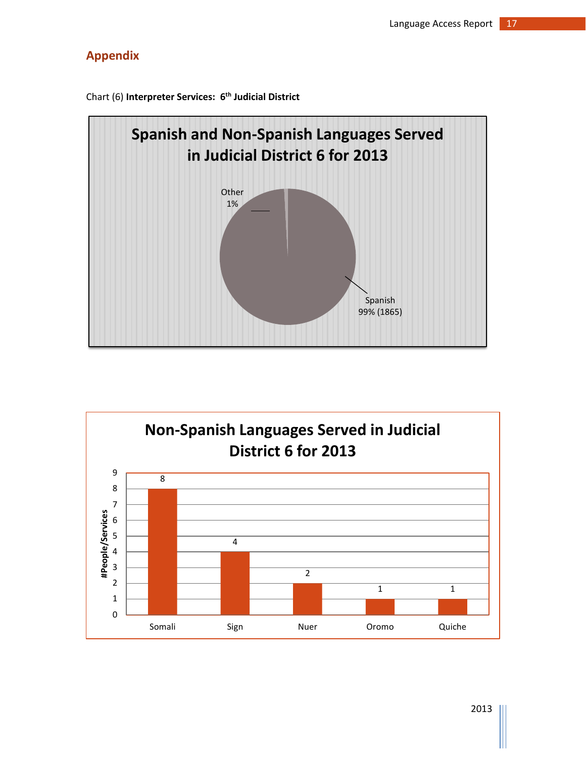## Appendix

Chart (6) **Interpreter Services: 6th Judicial District**

**Spanish and Non-Spanish Languages Served in Judicial District 6 for 2013**

| Language | Share |
|---|---|
| Other | 1% |
| Spanish | 99% (1865) |

**Non-Spanish Languages Served in Judicial District 6 for 2013**

| Language | #People/Services |
|---|---|
| Somali | 8 |
| Sign | 4 |
| Nuer | 2 |
| Oromo | 1 |
| Quiche | 1 |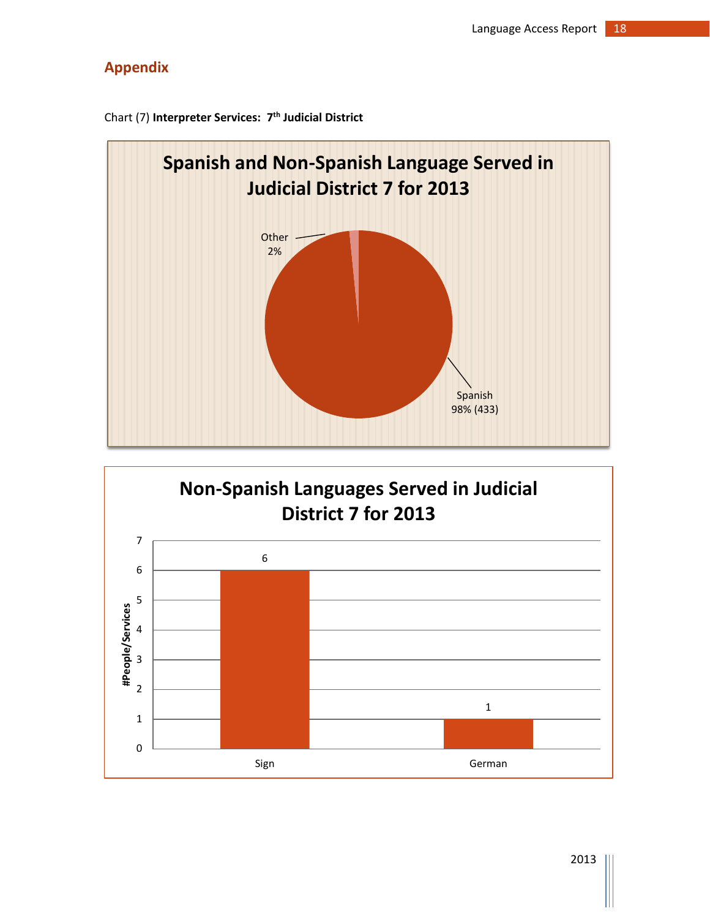## Appendix

Chart (7) **Interpreter Services: 7th Judicial District**

**Spanish and Non-Spanish Language Served in Judicial District 7 for 2013**

Other 2%

Spanish 98% (433)

**Non-Spanish Languages Served in Judicial District 7 for 2013**

| Language | #People/Services |
| --- | --- |
| Sign | 6 |
| German | 1 |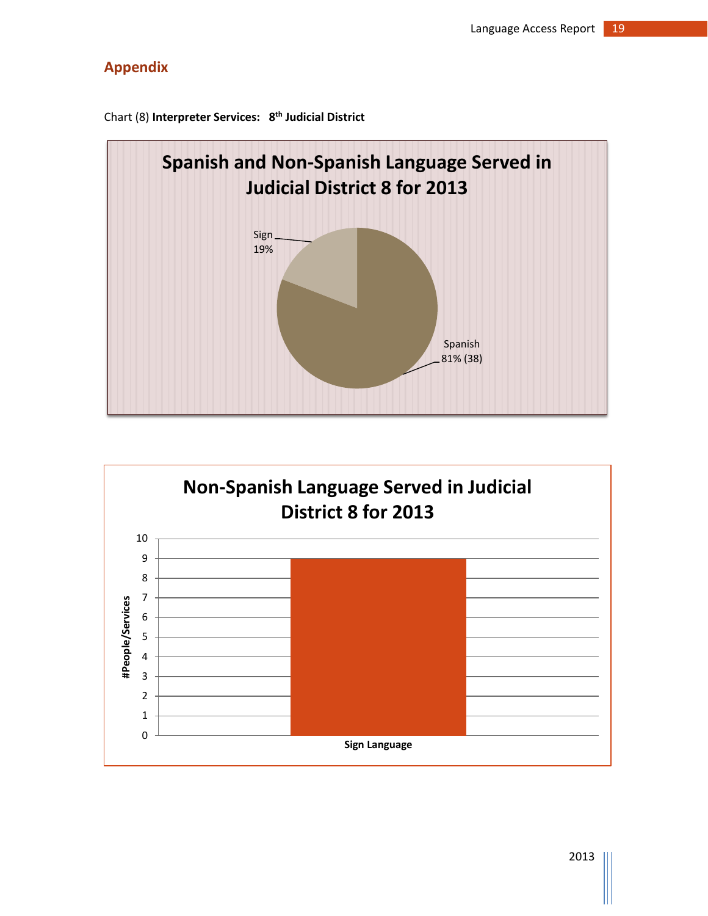## Appendix

Chart (8) **Interpreter Services: 8th Judicial District**

**Spanish and Non-Spanish Language Served in Judicial District 8 for 2013**

| Language | Percentage |
|---|---|
| Sign | 19% |
| Spanish | 81% (38) |

**Non-Spanish Language Served in Judicial District 8 for 2013**

| Language | #People/Services |
|---|---|
| Sign Language | 9 |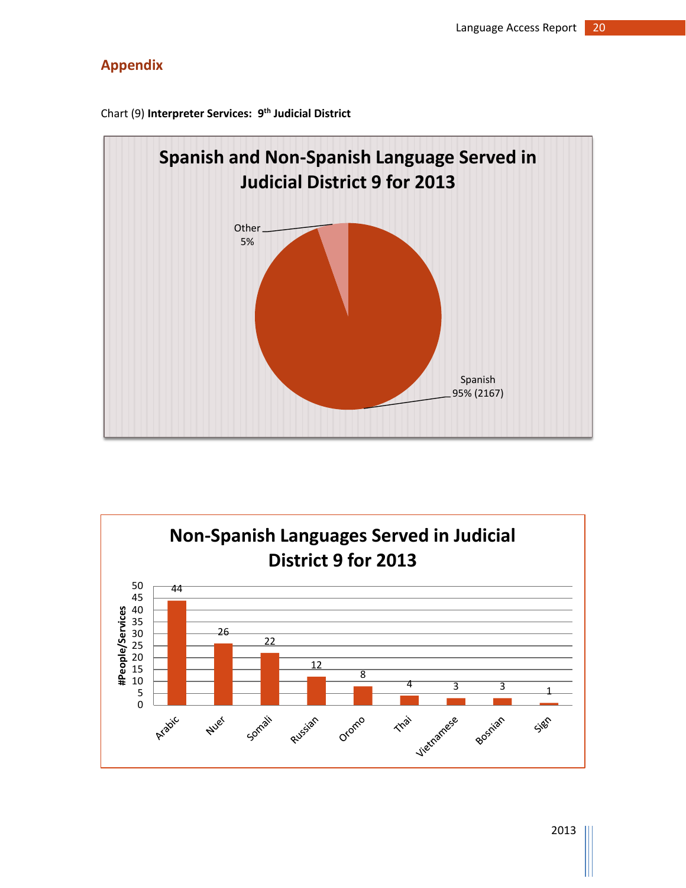## Appendix

Chart (9) **Interpreter Services: 9th Judicial District**

**Spanish and Non-Spanish Language Served in Judicial District 9 for 2013**

| Language | Share |
|---|---|
| Spanish | 95% (2167) |
| Other | 5% |

**Non-Spanish Languages Served in Judicial District 9 for 2013**

| Language | #People/Services |
|---|---|
| Arabic | 44 |
| Nuer | 26 |
| Somali | 22 |
| Russian | 12 |
| Oromo | 8 |
| Thai | 4 |
| Vietnamese | 3 |
| Bosnian | 3 |
| Sign | 1 |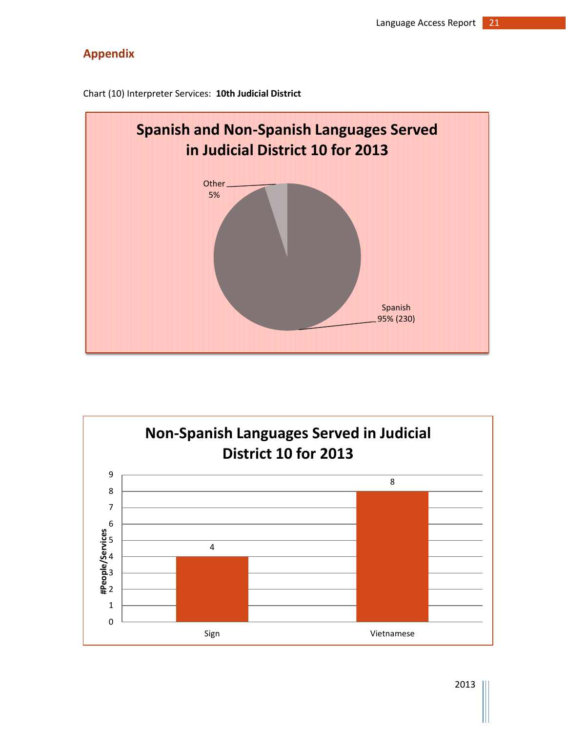## Appendix

Chart (10) Interpreter Services: **10th Judicial District**

**Spanish and Non-Spanish Languages Served in Judicial District 10 for 2013**

| Language | Share |
| --- | --- |
| Other | 5% |
| Spanish | 95% (230) |

**Non-Spanish Languages Served in Judicial District 10 for 2013**

| Language | #People/Services |
| --- | --- |
| Sign | 4 |
| Vietnamese | 8 |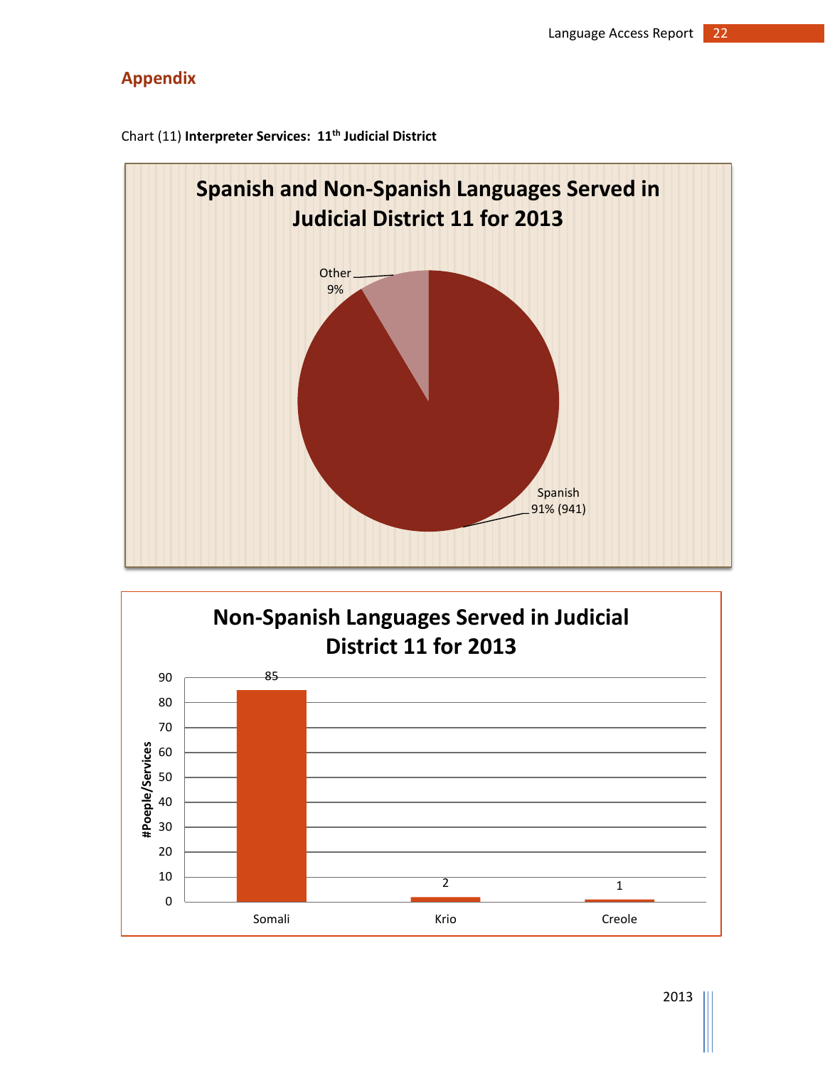## Appendix

Chart (11) **Interpreter Services: 11th Judicial District**

**Spanish and Non-Spanish Languages Served in Judicial District 11 for 2013**

| Language | Share |
| --- | --- |
| Spanish | 91% (941) |
| Other | 9% |

**Non-Spanish Languages Served in Judicial District 11 for 2013**

| Language | #Poeple/Services |
| --- | --- |
| Somali | 85 |
| Krio | 2 |
| Creole | 1 |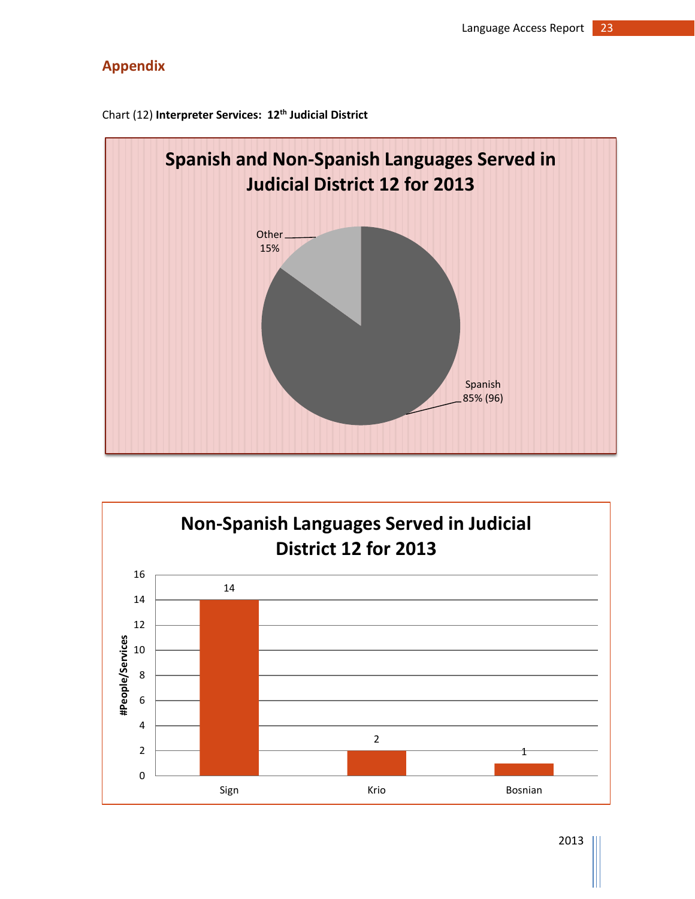## Appendix

Chart (12) **Interpreter Services: 12th Judicial District**

**Spanish and Non-Spanish Languages Served in Judicial District 12 for 2013**

| Language | Share |
|---|---|
| Spanish | 85% (96) |
| Other | 15% |

**Non-Spanish Languages Served in Judicial District 12 for 2013**

| Language | #People/Services |
|---|---|
| Sign | 14 |
| Krio | 2 |
| Bosnian | 1 |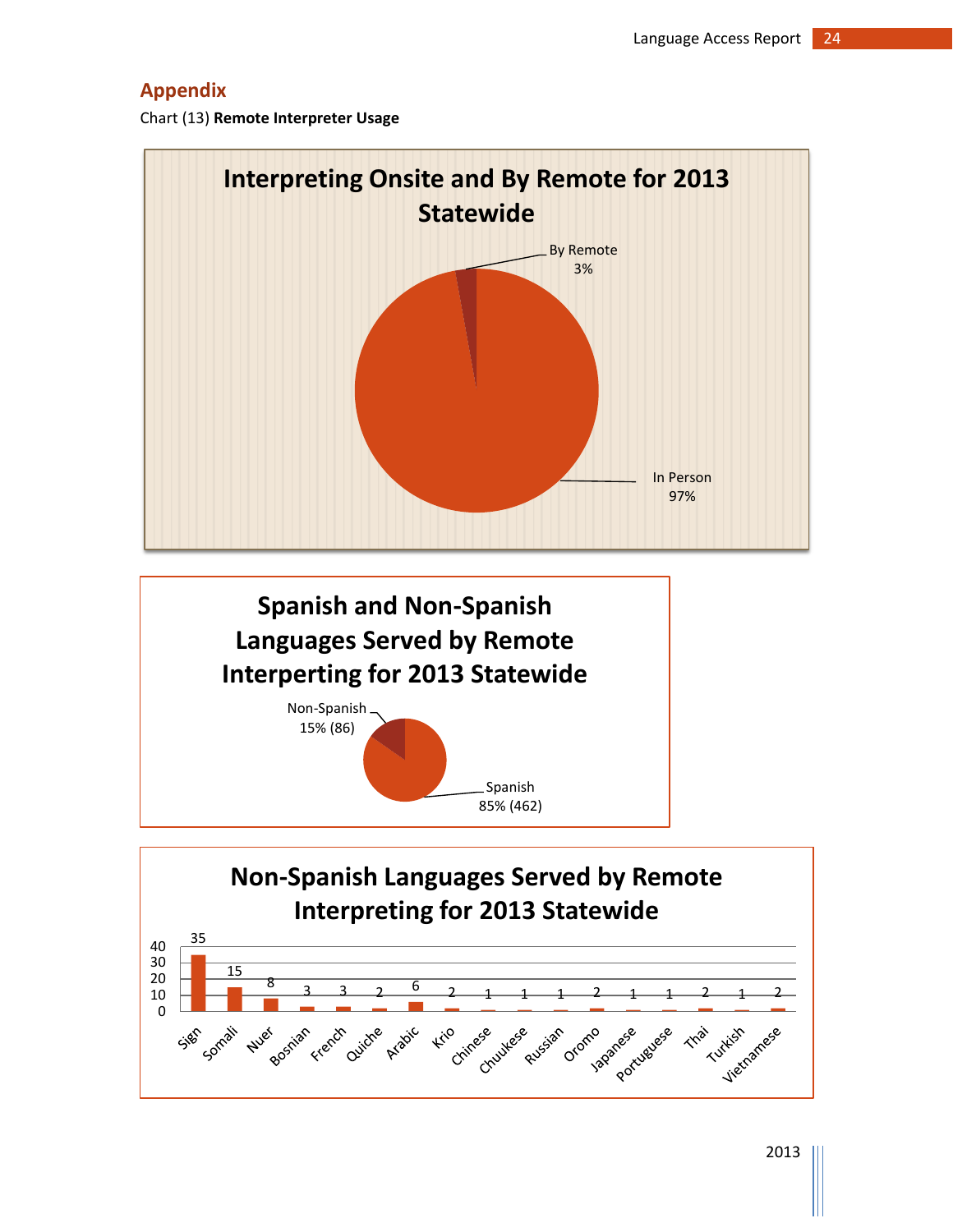## Appendix

Chart (13) **Remote Interpreter Usage**

**Interpreting Onsite and By Remote for 2013 Statewide**

By Remote 3%

In Person 97%

**Spanish and Non-Spanish Languages Served by Remote Interpreting for 2013 Statewide**

Non-Spanish 15% (86)

Spanish 85% (462)

**Non-Spanish Languages Served by Remote Interpreting for 2013 Statewide**

| Language | Count |
|---|---|
| Sign | 35 |
| Somali | 15 |
| Nuer | 8 |
| Bosnian | 3 |
| French | 3 |
| Quiche | 2 |
| Arabic | 6 |
| Krio | 2 |
| Chinese | 1 |
| Chuukese | 1 |
| Russian | 1 |
| Oromo | 2 |
| Japanese | 1 |
| Portuguese | 1 |
| Thai | 2 |
| Turkish | 1 |
| Vietnamese | 2 |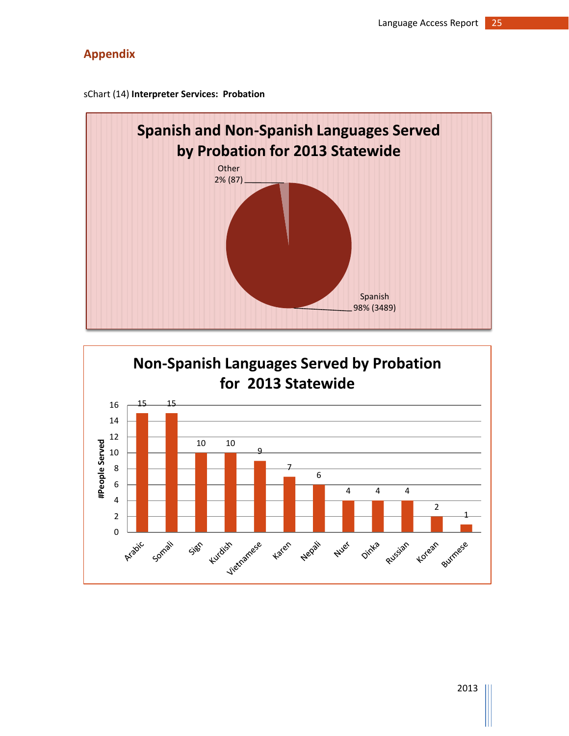## Appendix

sChart (14) **Interpreter Services: Probation**

**Spanish and Non-Spanish Languages Served by Probation for 2013 Statewide**

Other
2% (87)

Spanish
98% (3489)

**Non-Spanish Languages Served by Probation for 2013 Statewide**

#People Served

16
14
12
10
8
6
4
2
0

15 15 10 10 9 7 6 4 4 4 2 1

Arabic
Somali
Sign
Kurdish
Vietnamese
Karen
Nepali
Nuer
Dinka
Russian
Korean
Burmese